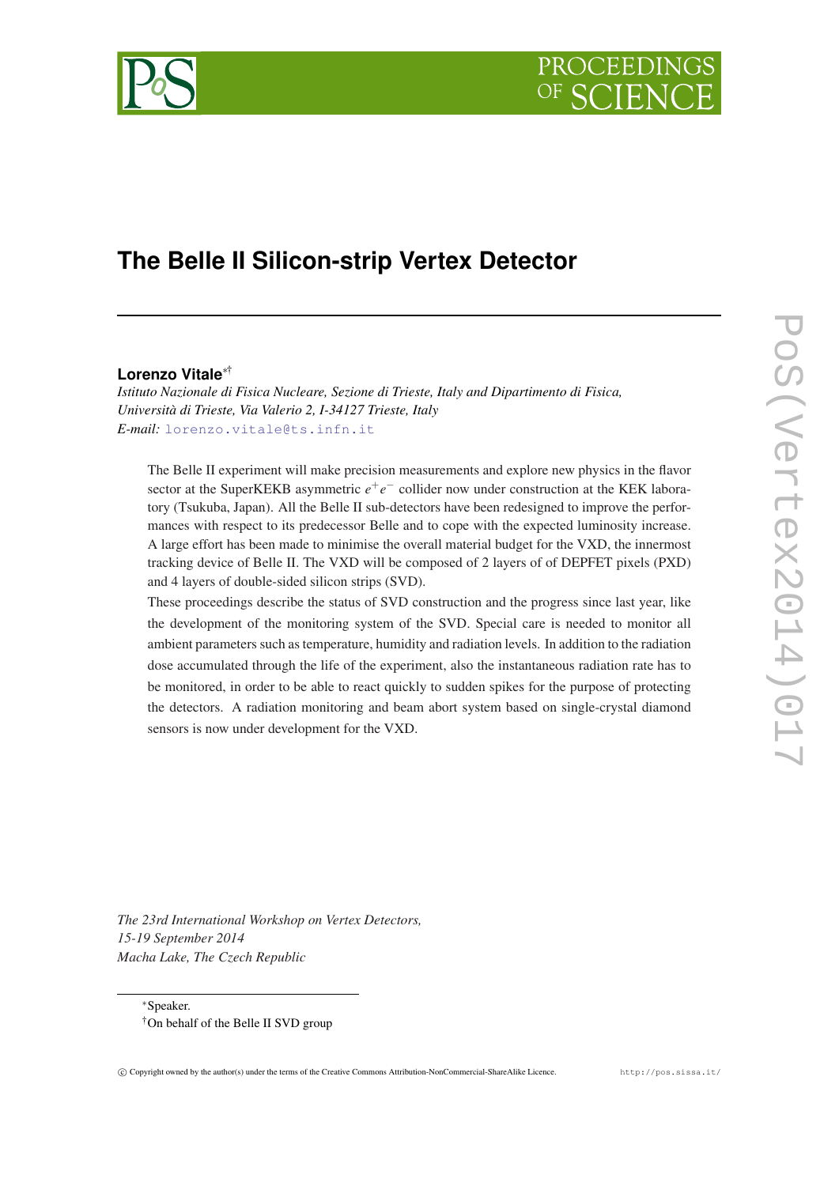# The Belle II Silicon-strip Vertex Detector

**Lorenzo Vitale**[*†]

*Istituto Nazionale di Fisica Nucleare, Sezione di Trieste, Italy and Dipartimento di Fisica, Università di Trieste, Via Valerio 2, I-34127 Trieste, Italy*
*E-mail:* lorenzo.vitale@ts.infn.it

The Belle II experiment will make precision measurements and explore new physics in the flavor sector at the SuperKEKB asymmetric $e^+e^-$ collider now under construction at the KEK laboratory (Tsukuba, Japan). All the Belle II sub-detectors have been redesigned to improve the performances with respect to its predecessor Belle and to cope with the expected luminosity increase. A large effort has been made to minimise the overall material budget for the VXD, the innermost tracking device of Belle II. The VXD will be composed of 2 layers of of DEPFET pixels (PXD) and 4 layers of double-sided silicon strips (SVD).

These proceedings describe the status of SVD construction and the progress since last year, like the development of the monitoring system of the SVD. Special care is needed to monitor all ambient parameters such as temperature, humidity and radiation levels. In addition to the radiation dose accumulated through the life of the experiment, also the instantaneous radiation rate has to be monitored, in order to be able to react quickly to sudden spikes for the purpose of protecting the detectors. A radiation monitoring and beam abort system based on single-crystal diamond sensors is now under development for the VXD.

*The 23rd International Workshop on Vertex Detectors,*
*15-19 September 2014*
*Macha Lake, The Czech Republic*

[*]Speaker.
[†]On behalf of the Belle II SVD group

© Copyright owned by the author(s) under the terms of the Creative Commons Attribution-NonCommercial-ShareAlike Licence. http://pos.sissa.it/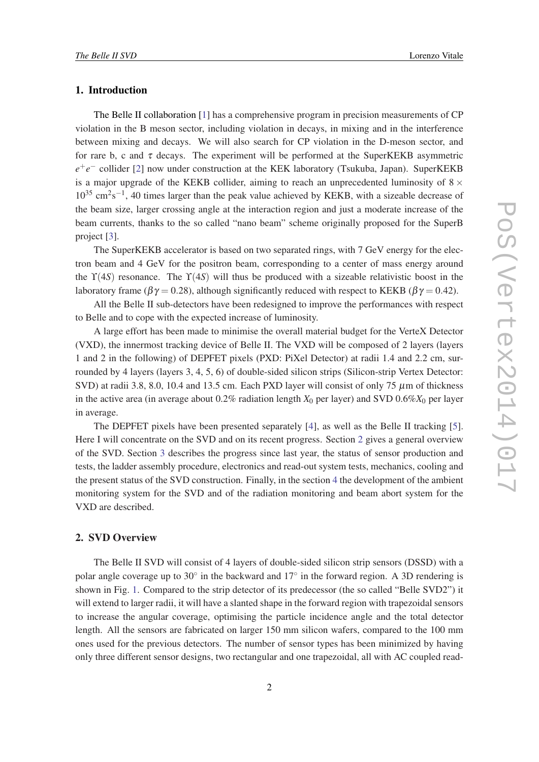## 1. Introduction

The Belle II collaboration [1] has a comprehensive program in precision measurements of CP violation in the B meson sector, including violation in decays, in mixing and in the interference between mixing and decays. We will also search for CP violation in the D-meson sector, and for rare b, c and $\tau$ decays. The experiment will be performed at the SuperKEKB asymmetric $e^+e^-$ collider [2] now under construction at the KEK laboratory (Tsukuba, Japan). SuperKEKB is a major upgrade of the KEKB collider, aiming to reach an unprecedented luminosity of $8 \times 10^{35}$ cm$^2$s$^{-1}$, 40 times larger than the peak value achieved by KEKB, with a sizeable decrease of the beam size, larger crossing angle at the interaction region and just a moderate increase of the beam currents, thanks to the so called "nano beam" scheme originally proposed for the SuperB project [3].

The SuperKEKB accelerator is based on two separated rings, with 7 GeV energy for the electron beam and 4 GeV for the positron beam, corresponding to a center of mass energy around the $\Upsilon(4S)$ resonance. The $\Upsilon(4S)$ will thus be produced with a sizeable relativistic boost in the laboratory frame ($\beta\gamma = 0.28$), although significantly reduced with respect to KEKB ($\beta\gamma = 0.42$).

All the Belle II sub-detectors have been redesigned to improve the performances with respect to Belle and to cope with the expected increase of luminosity.

A large effort has been made to minimise the overall material budget for the VerteX Detector (VXD), the innermost tracking device of Belle II. The VXD will be composed of 2 layers (layers 1 and 2 in the following) of DEPFET pixels (PXD: PiXel Detector) at radii 1.4 and 2.2 cm, surrounded by 4 layers (layers 3, 4, 5, 6) of double-sided silicon strips (Silicon-strip Vertex Detector: SVD) at radii 3.8, 8.0, 10.4 and 13.5 cm. Each PXD layer will consist of only 75 $\mu$m of thickness in the active area (in average about 0.2% radiation length $X_0$ per layer) and SVD 0.6%$X_0$ per layer in average.

The DEPFET pixels have been presented separately [4], as well as the Belle II tracking [5]. Here I will concentrate on the SVD and on its recent progress. Section 2 gives a general overview of the SVD. Section 3 describes the progress since last year, the status of sensor production and tests, the ladder assembly procedure, electronics and read-out system tests, mechanics, cooling and the present status of the SVD construction. Finally, in the section 4 the development of the ambient monitoring system for the SVD and of the radiation monitoring and beam abort system for the VXD are described.

## 2. SVD Overview

The Belle II SVD will consist of 4 layers of double-sided silicon strip sensors (DSSD) with a polar angle coverage up to 30° in the backward and 17° in the forward region. A 3D rendering is shown in Fig. 1. Compared to the strip detector of its predecessor (the so called "Belle SVD2") it will extend to larger radii, it will have a slanted shape in the forward region with trapezoidal sensors to increase the angular coverage, optimising the particle incidence angle and the total detector length. All the sensors are fabricated on larger 150 mm silicon wafers, compared to the 100 mm ones used for the previous detectors. The number of sensor types has been minimized by having only three different sensor designs, two rectangular and one trapezoidal, all with AC coupled read-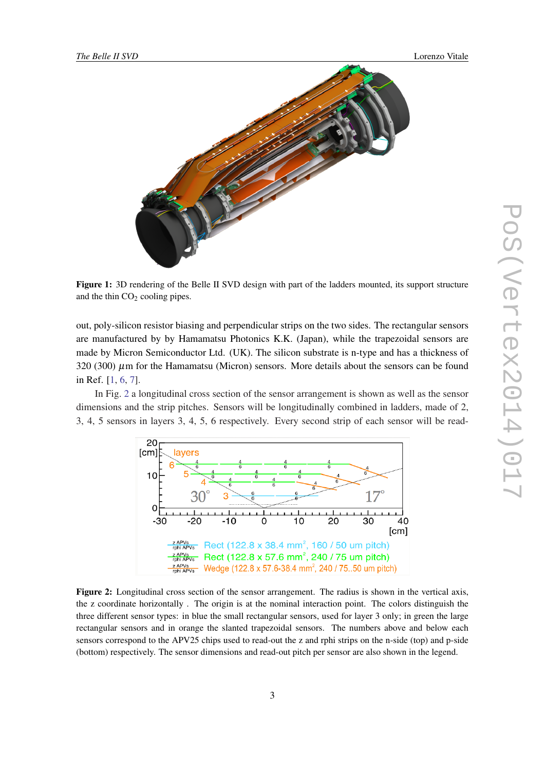**Figure 1:** 3D rendering of the Belle II SVD design with part of the ladders mounted, its support structure and the thin $CO_2$ cooling pipes.

out, poly-silicon resistor biasing and perpendicular strips on the two sides. The rectangular sensors are manufactured by by Hamamatsu Photonics K.K. (Japan), while the trapezoidal sensors are made by Micron Semiconductor Ltd. (UK). The silicon substrate is n-type and has a thickness of 320 (300) $\mu$m for the Hamamatsu (Micron) sensors. More details about the sensors can be found in Ref. [1, 6, 7].

In Fig. 2 a longitudinal cross section of the sensor arrangement is shown as well as the sensor dimensions and the strip pitches. Sensors will be longitudinally combined in ladders, made of 2, 3, 4, 5 sensors in layers 3, 4, 5, 6 respectively. Every second strip of each sensor will be read-

**Figure 2:** Longitudinal cross section of the sensor arrangement. The radius is shown in the vertical axis, the z coordinate horizontally . The origin is at the nominal interaction point. The colors distinguish the three different sensor types: in blue the small rectangular sensors, used for layer 3 only; in green the large rectangular sensors and in orange the slanted trapezoidal sensors. The numbers above and below each sensors correspond to the APV25 chips used to read-out the z and rphi strips on the n-side (top) and p-side (bottom) respectively. The sensor dimensions and read-out pitch per sensor are also shown in the legend.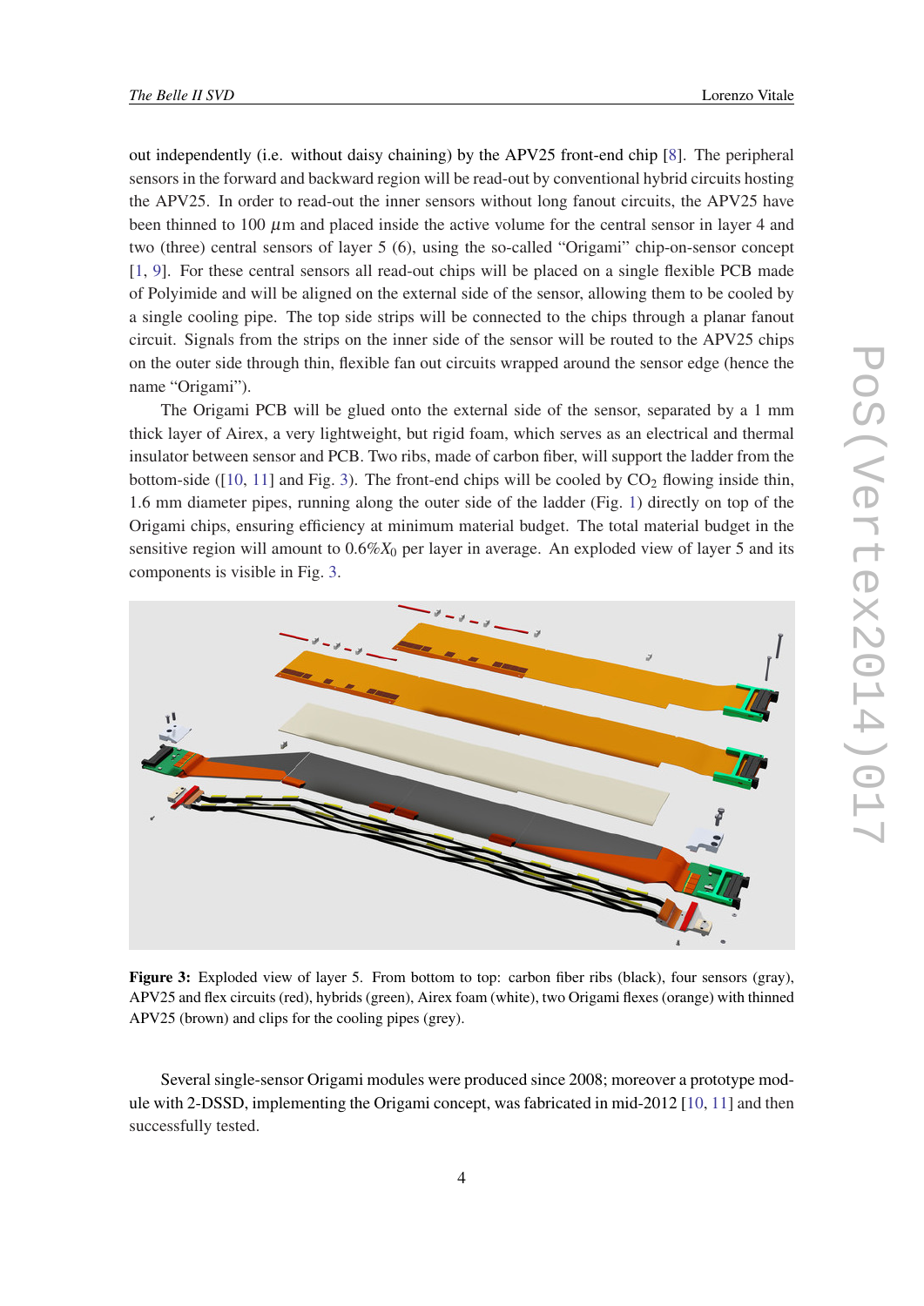out independently (i.e. without daisy chaining) by the APV25 front-end chip [8]. The peripheral sensors in the forward and backward region will be read-out by conventional hybrid circuits hosting the APV25. In order to read-out the inner sensors without long fanout circuits, the APV25 have been thinned to 100 $\mu$m and placed inside the active volume for the central sensor in layer 4 and two (three) central sensors of layer 5 (6), using the so-called "Origami" chip-on-sensor concept [1, 9]. For these central sensors all read-out chips will be placed on a single flexible PCB made of Polyimide and will be aligned on the external side of the sensor, allowing them to be cooled by a single cooling pipe. The top side strips will be connected to the chips through a planar fanout circuit. Signals from the strips on the inner side of the sensor will be routed to the APV25 chips on the outer side through thin, flexible fan out circuits wrapped around the sensor edge (hence the name "Origami").

The Origami PCB will be glued onto the external side of the sensor, separated by a 1 mm thick layer of Airex, a very lightweight, but rigid foam, which serves as an electrical and thermal insulator between sensor and PCB. Two ribs, made of carbon fiber, will support the ladder from the bottom-side ([10, 11] and Fig. 3). The front-end chips will be cooled by $CO_2$ flowing inside thin, 1.6 mm diameter pipes, running along the outer side of the ladder (Fig. 1) directly on top of the Origami chips, ensuring efficiency at minimum material budget. The total material budget in the sensitive region will amount to $0.6\% X_0$ per layer in average. An exploded view of layer 5 and its components is visible in Fig. 3.

**Figure 3:** Exploded view of layer 5. From bottom to top: carbon fiber ribs (black), four sensors (gray), APV25 and flex circuits (red), hybrids (green), Airex foam (white), two Origami flexes (orange) with thinned APV25 (brown) and clips for the cooling pipes (grey).

Several single-sensor Origami modules were produced since 2008; moreover a prototype module with 2-DSSD, implementing the Origami concept, was fabricated in mid-2012 [10, 11] and then successfully tested.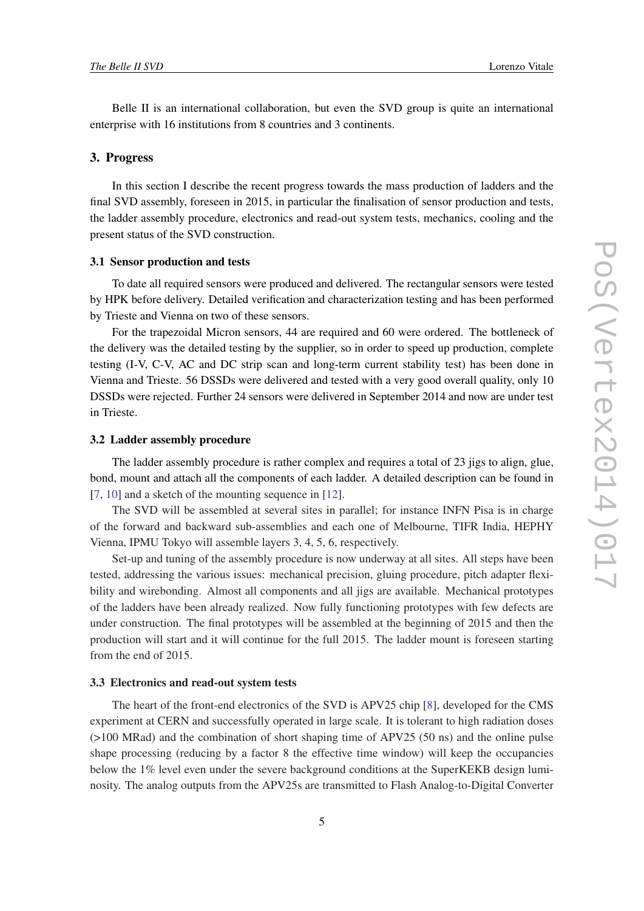Belle II is an international collaboration, but even the SVD group is quite an international enterprise with 16 institutions from 8 countries and 3 continents.

## 3. Progress

In this section I describe the recent progress towards the mass production of ladders and the final SVD assembly, foreseen in 2015, in particular the finalisation of sensor production and tests, the ladder assembly procedure, electronics and read-out system tests, mechanics, cooling and the present status of the SVD construction.

### 3.1 Sensor production and tests

To date all required sensors were produced and delivered. The rectangular sensors were tested by HPK before delivery. Detailed verification and characterization testing and has been performed by Trieste and Vienna on two of these sensors.

For the trapezoidal Micron sensors, 44 are required and 60 were ordered. The bottleneck of the delivery was the detailed testing by the supplier, so in order to speed up production, complete testing (I-V, C-V, AC and DC strip scan and long-term current stability test) has been done in Vienna and Trieste. 56 DSSDs were delivered and tested with a very good overall quality, only 10 DSSDs were rejected. Further 24 sensors were delivered in September 2014 and now are under test in Trieste.

### 3.2 Ladder assembly procedure

The ladder assembly procedure is rather complex and requires a total of 23 jigs to align, glue, bond, mount and attach all the components of each ladder. A detailed description can be found in [7, 10] and a sketch of the mounting sequence in [12].

The SVD will be assembled at several sites in parallel; for instance INFN Pisa is in charge of the forward and backward sub-assemblies and each one of Melbourne, TIFR India, HEPHY Vienna, IPMU Tokyo will assemble layers 3, 4, 5, 6, respectively.

Set-up and tuning of the assembly procedure is now underway at all sites. All steps have been tested, addressing the various issues: mechanical precision, gluing procedure, pitch adapter flexibility and wirebonding. Almost all components and all jigs are available. Mechanical prototypes of the ladders have been already realized. Now fully functioning prototypes with few defects are under construction. The final prototypes will be assembled at the beginning of 2015 and then the production will start and it will continue for the full 2015. The ladder mount is foreseen starting from the end of 2015.

### 3.3 Electronics and read-out system tests

The heart of the front-end electronics of the SVD is APV25 chip [8], developed for the CMS experiment at CERN and successfully operated in large scale. It is tolerant to high radiation doses (>100 MRad) and the combination of short shaping time of APV25 (50 ns) and the online pulse shape processing (reducing by a factor 8 the effective time window) will keep the occupancies below the 1% level even under the severe background conditions at the SuperKEKB design luminosity. The analog outputs from the APV25s are transmitted to Flash Analog-to-Digital Converter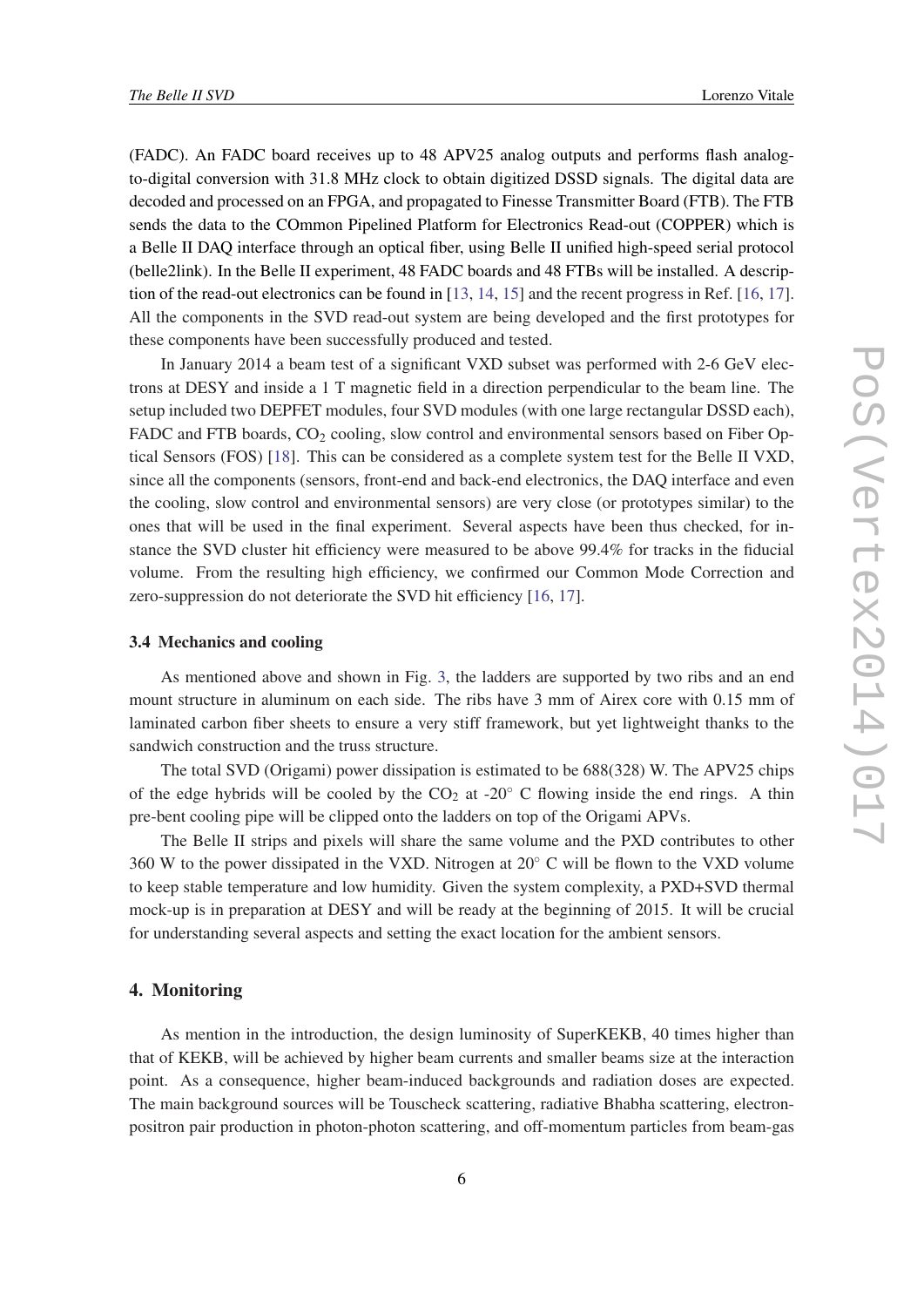(FADC). An FADC board receives up to 48 APV25 analog outputs and performs flash analog-to-digital conversion with 31.8 MHz clock to obtain digitized DSSD signals. The digital data are decoded and processed on an FPGA, and propagated to Finesse Transmitter Board (FTB). The FTB sends the data to the COmmon Pipelined Platform for Electronics Read-out (COPPER) which is a Belle II DAQ interface through an optical fiber, using Belle II unified high-speed serial protocol (belle2link). In the Belle II experiment, 48 FADC boards and 48 FTBs will be installed. A description of the read-out electronics can be found in [13, 14, 15] and the recent progress in Ref. [16, 17]. All the components in the SVD read-out system are being developed and the first prototypes for these components have been successfully produced and tested.

In January 2014 a beam test of a significant VXD subset was performed with 2-6 GeV electrons at DESY and inside a 1 T magnetic field in a direction perpendicular to the beam line. The setup included two DEPFET modules, four SVD modules (with one large rectangular DSSD each), FADC and FTB boards, $CO_2$ cooling, slow control and environmental sensors based on Fiber Optical Sensors (FOS) [18]. This can be considered as a complete system test for the Belle II VXD, since all the components (sensors, front-end and back-end electronics, the DAQ interface and even the cooling, slow control and environmental sensors) are very close (or prototypes similar) to the ones that will be used in the final experiment. Several aspects have been thus checked, for instance the SVD cluster hit efficiency were measured to be above 99.4% for tracks in the fiducial volume. From the resulting high efficiency, we confirmed our Common Mode Correction and zero-suppression do not deteriorate the SVD hit efficiency [16, 17].

### 3.4 Mechanics and cooling

As mentioned above and shown in Fig. 3, the ladders are supported by two ribs and an end mount structure in aluminum on each side. The ribs have 3 mm of Airex core with 0.15 mm of laminated carbon fiber sheets to ensure a very stiff framework, but yet lightweight thanks to the sandwich construction and the truss structure.

The total SVD (Origami) power dissipation is estimated to be 688(328) W. The APV25 chips of the edge hybrids will be cooled by the $CO_2$ at -20° C flowing inside the end rings. A thin pre-bent cooling pipe will be clipped onto the ladders on top of the Origami APVs.

The Belle II strips and pixels will share the same volume and the PXD contributes to other 360 W to the power dissipated in the VXD. Nitrogen at 20° C will be flown to the VXD volume to keep stable temperature and low humidity. Given the system complexity, a PXD+SVD thermal mock-up is in preparation at DESY and will be ready at the beginning of 2015. It will be crucial for understanding several aspects and setting the exact location for the ambient sensors.

## 4. Monitoring

As mention in the introduction, the design luminosity of SuperKEKB, 40 times higher than that of KEKB, will be achieved by higher beam currents and smaller beams size at the interaction point. As a consequence, higher beam-induced backgrounds and radiation doses are expected. The main background sources will be Touscheck scattering, radiative Bhabha scattering, electron-positron pair production in photon-photon scattering, and off-momentum particles from beam-gas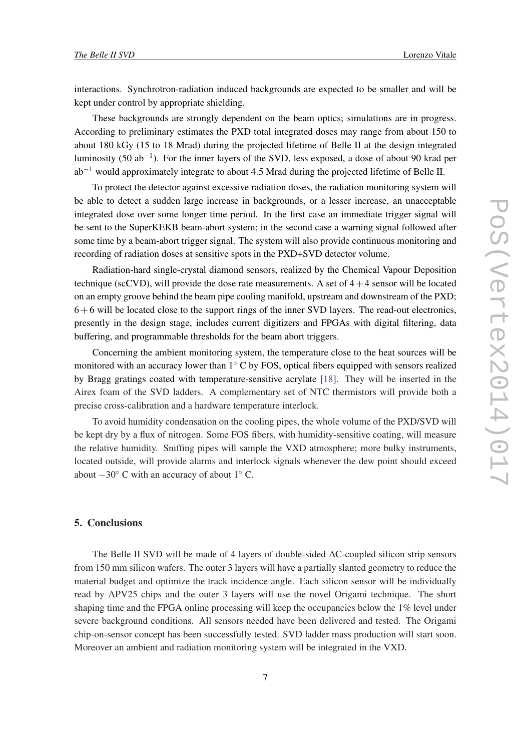interactions. Synchrotron-radiation induced backgrounds are expected to be smaller and will be kept under control by appropriate shielding.

These backgrounds are strongly dependent on the beam optics; simulations are in progress. According to preliminary estimates the PXD total integrated doses may range from about 150 to about 180 kGy (15 to 18 Mrad) during the projected lifetime of Belle II at the design integrated luminosity (50 $ab^{-1}$). For the inner layers of the SVD, less exposed, a dose of about 90 krad per $ab^{-1}$ would approximately integrate to about 4.5 Mrad during the projected lifetime of Belle II.

To protect the detector against excessive radiation doses, the radiation monitoring system will be able to detect a sudden large increase in backgrounds, or a lesser increase, an unacceptable integrated dose over some longer time period. In the first case an immediate trigger signal will be sent to the SuperKEKB beam-abort system; in the second case a warning signal followed after some time by a beam-abort trigger signal. The system will also provide continuous monitoring and recording of radiation doses at sensitive spots in the PXD+SVD detector volume.

Radiation-hard single-crystal diamond sensors, realized by the Chemical Vapour Deposition technique (scCVD), will provide the dose rate measurements. A set of $4+4$ sensor will be located on an empty groove behind the beam pipe cooling manifold, upstream and downstream of the PXD; $6+6$ will be located close to the support rings of the inner SVD layers. The read-out electronics, presently in the design stage, includes current digitizers and FPGAs with digital filtering, data buffering, and programmable thresholds for the beam abort triggers.

Concerning the ambient monitoring system, the temperature close to the heat sources will be monitored with an accuracy lower than $1^\circ$ C by FOS, optical fibers equipped with sensors realized by Bragg gratings coated with temperature-sensitive acrylate [18]. They will be inserted in the Airex foam of the SVD ladders. A complementary set of NTC thermistors will provide both a precise cross-calibration and a hardware temperature interlock.

To avoid humidity condensation on the cooling pipes, the whole volume of the PXD/SVD will be kept dry by a flux of nitrogen. Some FOS fibers, with humidity-sensitive coating, will measure the relative humidity. Sniffing pipes will sample the VXD atmosphere; more bulky instruments, located outside, will provide alarms and interlock signals whenever the dew point should exceed about $-30^\circ$ C with an accuracy of about $1^\circ$ C.

## 5. Conclusions

The Belle II SVD will be made of 4 layers of double-sided AC-coupled silicon strip sensors from 150 mm silicon wafers. The outer 3 layers will have a partially slanted geometry to reduce the material budget and optimize the track incidence angle. Each silicon sensor will be individually read by APV25 chips and the outer 3 layers will use the novel Origami technique. The short shaping time and the FPGA online processing will keep the occupancies below the 1% level under severe background conditions. All sensors needed have been delivered and tested. The Origami chip-on-sensor concept has been successfully tested. SVD ladder mass production will start soon. Moreover an ambient and radiation monitoring system will be integrated in the VXD.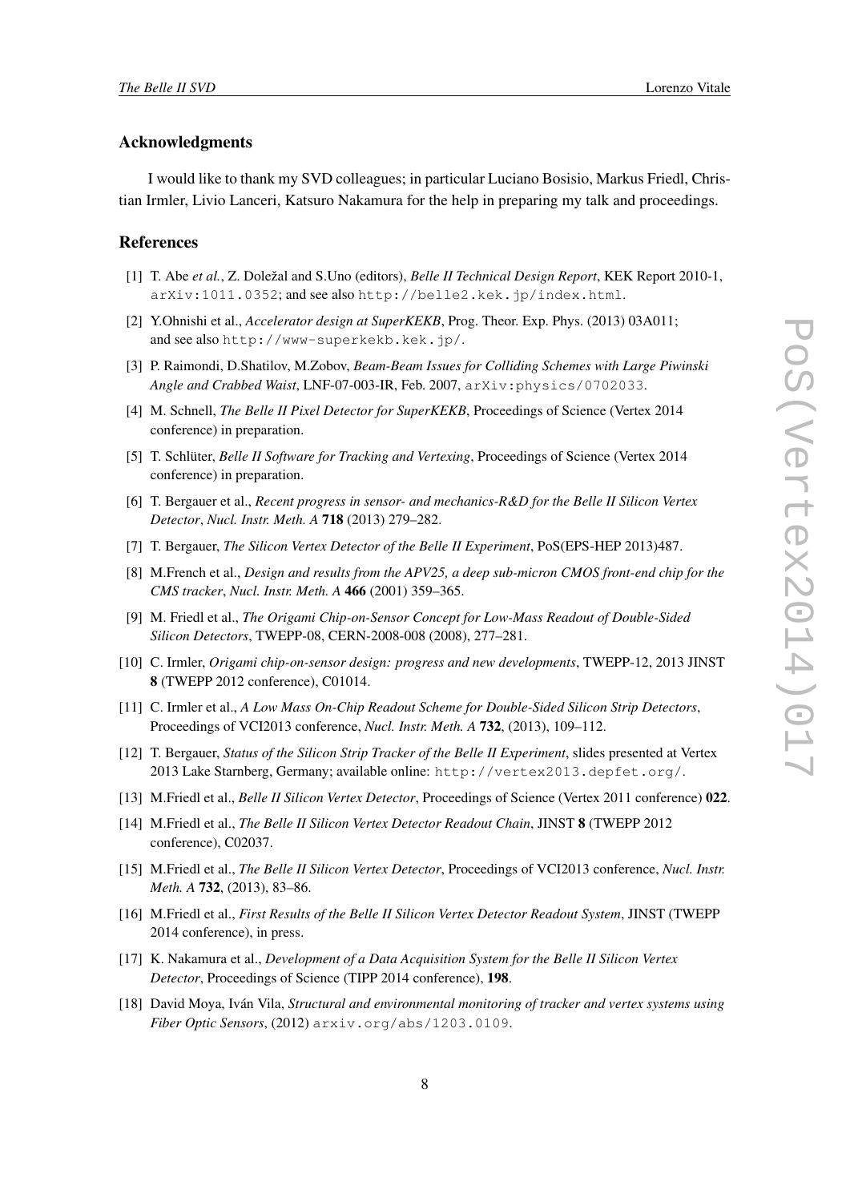## Acknowledgments

I would like to thank my SVD colleagues; in particular Luciano Bosisio, Markus Friedl, Christian Irmler, Livio Lanceri, Katsuro Nakamura for the help in preparing my talk and proceedings.

## References

[1] T. Abe *et al.*, Z. Doležal and S.Uno (editors), *Belle II Technical Design Report*, KEK Report 2010-1, arXiv:1011.0352; and see also http://belle2.kek.jp/index.html.

[2] Y.Ohnishi et al., *Accelerator design at SuperKEKB*, Prog. Theor. Exp. Phys. (2013) 03A011; and see also http://www-superkekb.kek.jp/.

[3] P. Raimondi, D.Shatilov, M.Zobov, *Beam-Beam Issues for Colliding Schemes with Large Piwinski Angle and Crabbed Waist*, LNF-07-003-IR, Feb. 2007, arXiv:physics/0702033.

[4] M. Schnell, *The Belle II Pixel Detector for SuperKEKB*, Proceedings of Science (Vertex 2014 conference) in preparation.

[5] T. Schlüter, *Belle II Software for Tracking and Vertexing*, Proceedings of Science (Vertex 2014 conference) in preparation.

[6] T. Bergauer et al., *Recent progress in sensor- and mechanics-R&D for the Belle II Silicon Vertex Detector*, *Nucl. Instr. Meth. A* **718** (2013) 279–282.

[7] T. Bergauer, *The Silicon Vertex Detector of the Belle II Experiment*, PoS(EPS-HEP 2013)487.

[8] M.French et al., *Design and results from the APV25, a deep sub-micron CMOS front-end chip for the CMS tracker*, *Nucl. Instr. Meth. A* **466** (2001) 359–365.

[9] M. Friedl et al., *The Origami Chip-on-Sensor Concept for Low-Mass Readout of Double-Sided Silicon Detectors*, TWEPP-08, CERN-2008-008 (2008), 277–281.

[10] C. Irmler, *Origami chip-on-sensor design: progress and new developments*, TWEPP-12, 2013 JINST **8** (TWEPP 2012 conference), C01014.

[11] C. Irmler et al., *A Low Mass On-Chip Readout Scheme for Double-Sided Silicon Strip Detectors*, Proceedings of VCI2013 conference, *Nucl. Instr. Meth. A* **732**, (2013), 109–112.

[12] T. Bergauer, *Status of the Silicon Strip Tracker of the Belle II Experiment*, slides presented at Vertex 2013 Lake Starnberg, Germany; available online: http://vertex2013.depfet.org/.

[13] M.Friedl et al., *Belle II Silicon Vertex Detector*, Proceedings of Science (Vertex 2011 conference) **022**.

[14] M.Friedl et al., *The Belle II Silicon Vertex Detector Readout Chain*, JINST **8** (TWEPP 2012 conference), C02037.

[15] M.Friedl et al., *The Belle II Silicon Vertex Detector*, Proceedings of VCI2013 conference, *Nucl. Instr. Meth. A* **732**, (2013), 83–86.

[16] M.Friedl et al., *First Results of the Belle II Silicon Vertex Detector Readout System*, JINST (TWEPP 2014 conference), in press.

[17] K. Nakamura et al., *Development of a Data Acquisition System for the Belle II Silicon Vertex Detector*, Proceedings of Science (TIPP 2014 conference), **198**.

[18] David Moya, Iván Vila, *Structural and environmental monitoring of tracker and vertex systems using Fiber Optic Sensors*, (2012) arxiv.org/abs/1203.0109.